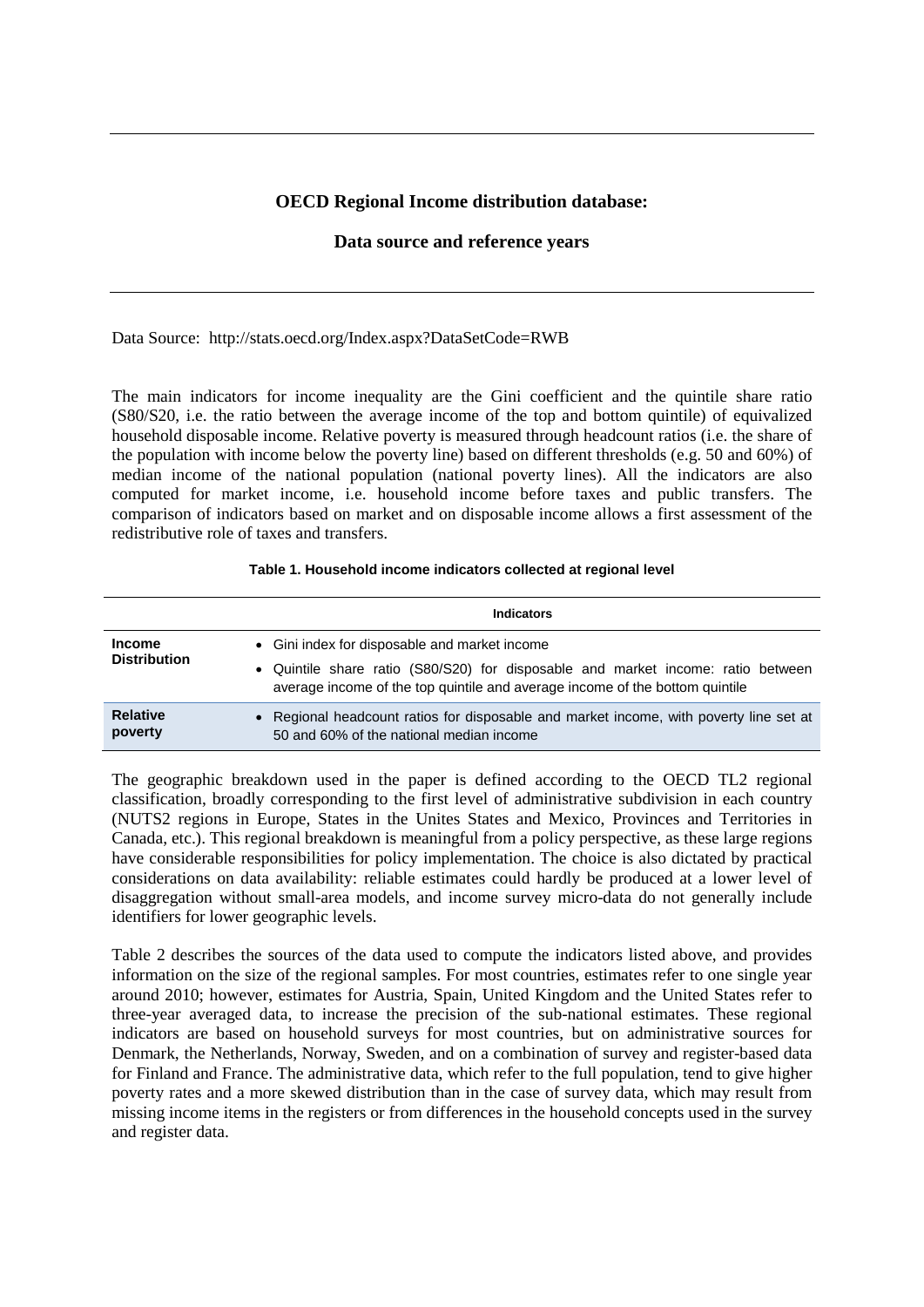# OECD Regional Income distribution database:

## Data source and reference years

Data Source: http://stats.oecd.org/Index.aspx?DataSetCode=RWB

The main indicators for income inequality are the Gini coefficient and the quintile share ratio (S80/S20, i.e. the ratio between the average income of the top and bottom quintile) of equivalized household disposable income. Relative poverty is measured through headcount ratios (i.e. the share of the population with income below the poverty line) based on different thresholds (e.g. 50 and 60%) of median income of the national population (national poverty lines). All the indicators are also computed for market income, i.e. household income before taxes and public transfers. The comparison of indicators based on market and on disposable income allows a first assessment of the redistributive role of taxes and transfers.

**Table 1. Household income indicators collected at regional level**

| | Indicators |
|---|---|
| **Income Distribution** | • Gini index for disposable and market income<br>• Quintile share ratio (S80/S20) for disposable and market income: ratio between average income of the top quintile and average income of the bottom quintile |
| **Relative poverty** | • Regional headcount ratios for disposable and market income, with poverty line set at 50 and 60% of the national median income |

The geographic breakdown used in the paper is defined according to the OECD TL2 regional classification, broadly corresponding to the first level of administrative subdivision in each country (NUTS2 regions in Europe, States in the Unites States and Mexico, Provinces and Territories in Canada, etc.). This regional breakdown is meaningful from a policy perspective, as these large regions have considerable responsibilities for policy implementation. The choice is also dictated by practical considerations on data availability: reliable estimates could hardly be produced at a lower level of disaggregation without small-area models, and income survey micro-data do not generally include identifiers for lower geographic levels.

Table 2 describes the sources of the data used to compute the indicators listed above, and provides information on the size of the regional samples. For most countries, estimates refer to one single year around 2010; however, estimates for Austria, Spain, United Kingdom and the United States refer to three-year averaged data, to increase the precision of the sub-national estimates. These regional indicators are based on household surveys for most countries, but on administrative sources for Denmark, the Netherlands, Norway, Sweden, and on a combination of survey and register-based data for Finland and France. The administrative data, which refer to the full population, tend to give higher poverty rates and a more skewed distribution than in the case of survey data, which may result from missing income items in the registers or from differences in the household concepts used in the survey and register data.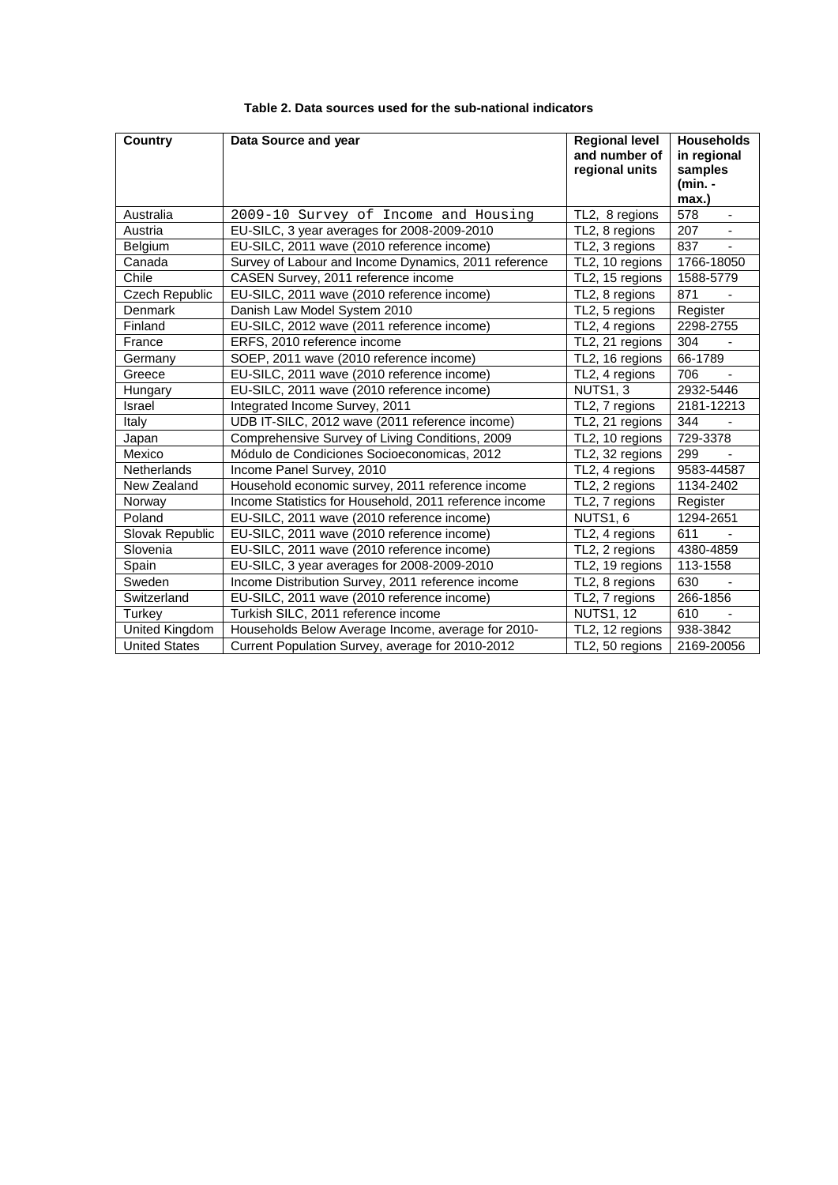**Table 2. Data sources used for the sub-national indicators**

| Country | Data Source and year | Regional level and number of regional units | Households in regional samples (min. - max.) |
|---|---|---|---|
| Australia | 2009-10 Survey of Income and Housing | TL2, 8 regions | 578 - |
| Austria | EU-SILC, 3 year averages for 2008-2009-2010 | TL2, 8 regions | 207 - |
| Belgium | EU-SILC, 2011 wave (2010 reference income) | TL2, 3 regions | 837 - |
| Canada | Survey of Labour and Income Dynamics, 2011 reference | TL2, 10 regions | 1766-18050 |
| Chile | CASEN Survey, 2011 reference income | TL2, 15 regions | 1588-5779 |
| Czech Republic | EU-SILC, 2011 wave (2010 reference income) | TL2, 8 regions | 871 - |
| Denmark | Danish Law Model System 2010 | TL2, 5 regions | Register |
| Finland | EU-SILC, 2012 wave (2011 reference income) | TL2, 4 regions | 2298-2755 |
| France | ERFS, 2010 reference income | TL2, 21 regions | 304 - |
| Germany | SOEP, 2011 wave (2010 reference income) | TL2, 16 regions | 66-1789 |
| Greece | EU-SILC, 2011 wave (2010 reference income) | TL2, 4 regions | 706 - |
| Hungary | EU-SILC, 2011 wave (2010 reference income) | NUTS1, 3 | 2932-5446 |
| Israel | Integrated Income Survey, 2011 | TL2, 7 regions | 2181-12213 |
| Italy | UDB IT-SILC, 2012 wave (2011 reference income) | TL2, 21 regions | 344 - |
| Japan | Comprehensive Survey of Living Conditions, 2009 | TL2, 10 regions | 729-3378 |
| Mexico | Módulo de Condiciones Socioeconomicas, 2012 | TL2, 32 regions | 299 - |
| Netherlands | Income Panel Survey, 2010 | TL2, 4 regions | 9583-44587 |
| New Zealand | Household economic survey, 2011 reference income | TL2, 2 regions | 1134-2402 |
| Norway | Income Statistics for Household, 2011 reference income | TL2, 7 regions | Register |
| Poland | EU-SILC, 2011 wave (2010 reference income) | NUTS1, 6 | 1294-2651 |
| Slovak Republic | EU-SILC, 2011 wave (2010 reference income) | TL2, 4 regions | 611 - |
| Slovenia | EU-SILC, 2011 wave (2010 reference income) | TL2, 2 regions | 4380-4859 |
| Spain | EU-SILC, 3 year averages for 2008-2009-2010 | TL2, 19 regions | 113-1558 |
| Sweden | Income Distribution Survey, 2011 reference income | TL2, 8 regions | 630 - |
| Switzerland | EU-SILC, 2011 wave (2010 reference income) | TL2, 7 regions | 266-1856 |
| Turkey | Turkish SILC, 2011 reference income | NUTS1, 12 | 610 - |
| United Kingdom | Households Below Average Income, average for 2010- | TL2, 12 regions | 938-3842 |
| United States | Current Population Survey, average for 2010-2012 | TL2, 50 regions | 2169-20056 |